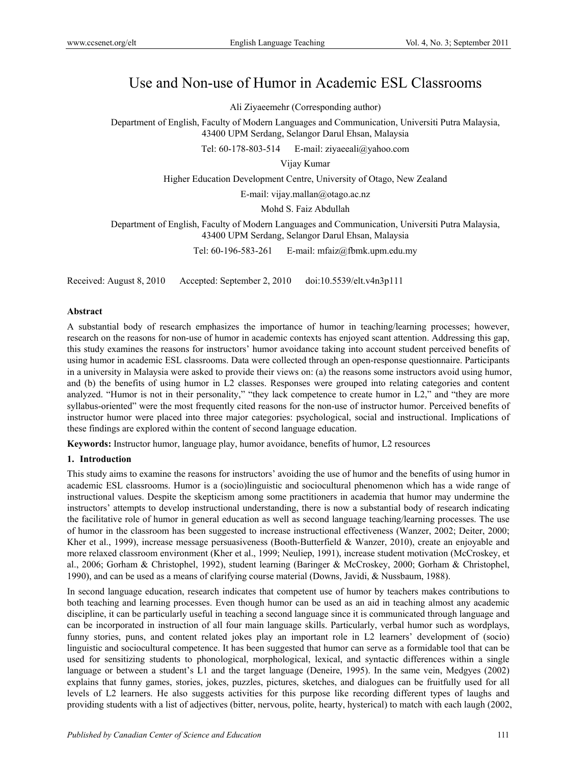# Use and Non-use of Humor in Academic ESL Classrooms

Ali Ziyaeemehr (Corresponding author)

Department of English, Faculty of Modern Languages and Communication, Universiti Putra Malaysia, 43400 UPM Serdang, Selangor Darul Ehsan, Malaysia

Tel: 60-178-803-514 E-mail: ziyaeeali@yahoo.com

Vijay Kumar

Higher Education Development Centre, University of Otago, New Zealand

E-mail: vijay.mallan@otago.ac.nz

Mohd S. Faiz Abdullah

Department of English, Faculty of Modern Languages and Communication, Universiti Putra Malaysia, 43400 UPM Serdang, Selangor Darul Ehsan, Malaysia

Tel: 60-196-583-261 E-mail: mfaiz@fbmk.upm.edu.my

Received: August 8, 2010 Accepted: September 2, 2010 doi:10.5539/elt.v4n3p111

**Abstract**

A substantial body of research emphasizes the importance of humor in teaching/learning processes; however, research on the reasons for non-use of humor in academic contexts has enjoyed scant attention. Addressing this gap, this study examines the reasons for instructors' humor avoidance taking into account student perceived benefits of using humor in academic ESL classrooms. Data were collected through an open-response questionnaire. Participants in a university in Malaysia were asked to provide their views on: (a) the reasons some instructors avoid using humor, and (b) the benefits of using humor in L2 classes. Responses were grouped into relating categories and content analyzed. "Humor is not in their personality," "they lack competence to create humor in L2," and "they are more syllabus-oriented" were the most frequently cited reasons for the non-use of instructor humor. Perceived benefits of instructor humor were placed into three major categories: psychological, social and instructional. Implications of these findings are explored within the content of second language education.

**Keywords:** Instructor humor, language play, humor avoidance, benefits of humor, L2 resources

## 1. Introduction

This study aims to examine the reasons for instructors' avoiding the use of humor and the benefits of using humor in academic ESL classrooms. Humor is a (socio)linguistic and sociocultural phenomenon which has a wide range of instructional values. Despite the skepticism among some practitioners in academia that humor may undermine the instructors' attempts to develop instructional understanding, there is now a substantial body of research indicating the facilitative role of humor in general education as well as second language teaching/learning processes. The use of humor in the classroom has been suggested to increase instructional effectiveness (Wanzer, 2002; Deiter, 2000; Kher et al., 1999), increase message persuasiveness (Booth-Butterfield & Wanzer, 2010), create an enjoyable and more relaxed classroom environment (Kher et al., 1999; Neuliep, 1991), increase student motivation (McCroskey, et al., 2006; Gorham & Christophel, 1992), student learning (Baringer & McCroskey, 2000; Gorham & Christophel, 1990), and can be used as a means of clarifying course material (Downs, Javidi, & Nussbaum, 1988).

In second language education, research indicates that competent use of humor by teachers makes contributions to both teaching and learning processes. Even though humor can be used as an aid in teaching almost any academic discipline, it can be particularly useful in teaching a second language since it is communicated through language and can be incorporated in instruction of all four main language skills. Particularly, verbal humor such as wordplays, funny stories, puns, and content related jokes play an important role in L2 learners' development of (socio) linguistic and sociocultural competence. It has been suggested that humor can serve as a formidable tool that can be used for sensitizing students to phonological, morphological, lexical, and syntactic differences within a single language or between a student's L1 and the target language (Deneire, 1995). In the same vein, Medgyes (2002) explains that funny games, stories, jokes, puzzles, pictures, sketches, and dialogues can be fruitfully used for all levels of L2 learners. He also suggests activities for this purpose like recording different types of laughs and providing students with a list of adjectives (bitter, nervous, polite, hearty, hysterical) to match with each laugh (2002,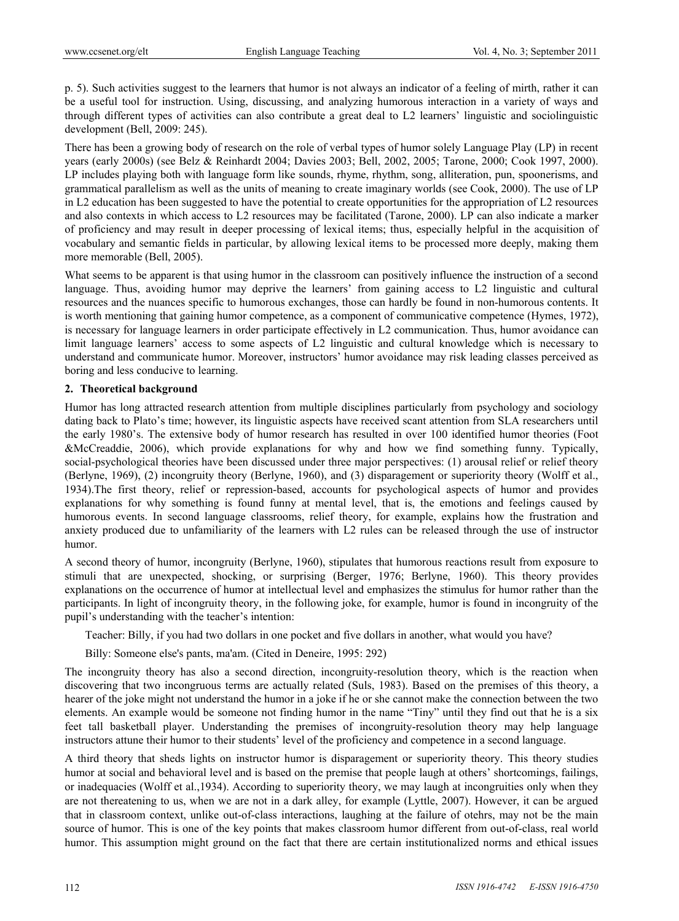p. 5). Such activities suggest to the learners that humor is not always an indicator of a feeling of mirth, rather it can be a useful tool for instruction. Using, discussing, and analyzing humorous interaction in a variety of ways and through different types of activities can also contribute a great deal to L2 learners' linguistic and sociolinguistic development (Bell, 2009: 245).

There has been a growing body of research on the role of verbal types of humor solely Language Play (LP) in recent years (early 2000s) (see Belz & Reinhardt 2004; Davies 2003; Bell, 2002, 2005; Tarone, 2000; Cook 1997, 2000). LP includes playing both with language form like sounds, rhyme, rhythm, song, alliteration, pun, spoonerisms, and grammatical parallelism as well as the units of meaning to create imaginary worlds (see Cook, 2000). The use of LP in L2 education has been suggested to have the potential to create opportunities for the appropriation of L2 resources and also contexts in which access to L2 resources may be facilitated (Tarone, 2000). LP can also indicate a marker of proficiency and may result in deeper processing of lexical items; thus, especially helpful in the acquisition of vocabulary and semantic fields in particular, by allowing lexical items to be processed more deeply, making them more memorable (Bell, 2005).

What seems to be apparent is that using humor in the classroom can positively influence the instruction of a second language. Thus, avoiding humor may deprive the learners' from gaining access to L2 linguistic and cultural resources and the nuances specific to humorous exchanges, those can hardly be found in non-humorous contents. It is worth mentioning that gaining humor competence, as a component of communicative competence (Hymes, 1972), is necessary for language learners in order participate effectively in L2 communication. Thus, humor avoidance can limit language learners' access to some aspects of L2 linguistic and cultural knowledge which is necessary to understand and communicate humor. Moreover, instructors' humor avoidance may risk leading classes perceived as boring and less conducive to learning.

## 2. Theoretical background

Humor has long attracted research attention from multiple disciplines particularly from psychology and sociology dating back to Plato's time; however, its linguistic aspects have received scant attention from SLA researchers until the early 1980's. The extensive body of humor research has resulted in over 100 identified humor theories (Foot &McCreaddie, 2006), which provide explanations for why and how we find something funny. Typically, social-psychological theories have been discussed under three major perspectives: (1) arousal relief or relief theory (Berlyne, 1969), (2) incongruity theory (Berlyne, 1960), and (3) disparagement or superiority theory (Wolff et al., 1934).The first theory, relief or repression-based, accounts for psychological aspects of humor and provides explanations for why something is found funny at mental level, that is, the emotions and feelings caused by humorous events. In second language classrooms, relief theory, for example, explains how the frustration and anxiety produced due to unfamiliarity of the learners with L2 rules can be released through the use of instructor humor.

A second theory of humor, incongruity (Berlyne, 1960), stipulates that humorous reactions result from exposure to stimuli that are unexpected, shocking, or surprising (Berger, 1976; Berlyne, 1960). This theory provides explanations on the occurrence of humor at intellectual level and emphasizes the stimulus for humor rather than the participants. In light of incongruity theory, in the following joke, for example, humor is found in incongruity of the pupil's understanding with the teacher's intention:

> Teacher: Billy, if you had two dollars in one pocket and five dollars in another, what would you have?
>
> Billy: Someone else's pants, ma'am. (Cited in Deneire, 1995: 292)

The incongruity theory has also a second direction, incongruity-resolution theory, which is the reaction when discovering that two incongruous terms are actually related (Suls, 1983). Based on the premises of this theory, a hearer of the joke might not understand the humor in a joke if he or she cannot make the connection between the two elements. An example would be someone not finding humor in the name "Tiny" until they find out that he is a six feet tall basketball player. Understanding the premises of incongruity-resolution theory may help language instructors attune their humor to their students' level of the proficiency and competence in a second language.

A third theory that sheds lights on instructor humor is disparagement or superiority theory. This theory studies humor at social and behavioral level and is based on the premise that people laugh at others' shortcomings, failings, or inadequacies (Wolff et al.,1934). According to superiority theory, we may laugh at incongruities only when they are not thereatening to us, when we are not in a dark alley, for example (Lyttle, 2007). However, it can be argued that in classroom context, unlike out-of-class interactions, laughing at the failure of otehrs, may not be the main source of humor. This is one of the key points that makes classroom humor different from out-of-class, real world humor. This assumption might ground on the fact that there are certain institutionalized norms and ethical issues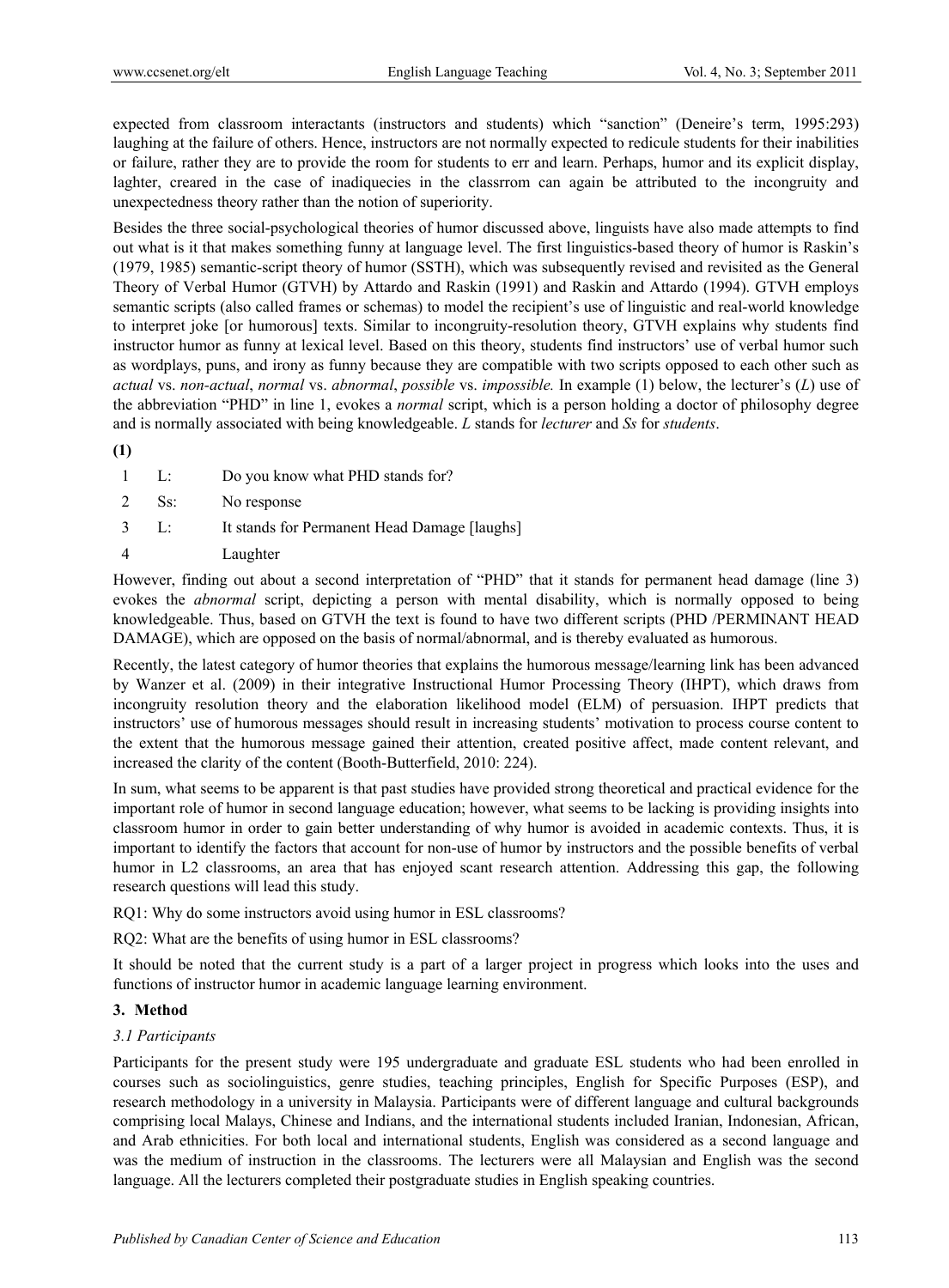expected from classroom interactants (instructors and students) which "sanction" (Deneire's term, 1995:293) laughing at the failure of others. Hence, instructors are not normally expected to redicule students for their inabilities or failure, rather they are to provide the room for students to err and learn. Perhaps, humor and its explicit display, laghter, creared in the case of inadiquecies in the classrrom can again be attributed to the incongruity and unexpectedness theory rather than the notion of superiority.

Besides the three social-psychological theories of humor discussed above, linguists have also made attempts to find out what is it that makes something funny at language level. The first linguistics-based theory of humor is Raskin's (1979, 1985) semantic-script theory of humor (SSTH), which was subsequently revised and revisited as the General Theory of Verbal Humor (GTVH) by Attardo and Raskin (1991) and Raskin and Attardo (1994). GTVH employs semantic scripts (also called frames or schemas) to model the recipient's use of linguistic and real-world knowledge to interpret joke [or humorous] texts. Similar to incongruity-resolution theory, GTVH explains why students find instructor humor as funny at lexical level. Based on this theory, students find instructors' use of verbal humor such as wordplays, puns, and irony as funny because they are compatible with two scripts opposed to each other such as *actual* vs. *non-actual*, *normal* vs. *abnormal*, *possible* vs. *impossible.* In example (1) below, the lecturer's (*L*) use of the abbreviation "PHD" in line 1, evokes a *normal* script, which is a person holding a doctor of philosophy degree and is normally associated with being knowledgeable. *L* stands for *lecturer* and *Ss* for *students*.

**(1)**

| | | |
|---|---|---|
| 1 | L: | Do you know what PHD stands for? |
| 2 | Ss: | No response |
| 3 | L: | It stands for Permanent Head Damage [laughs] |
| 4 | | Laughter |

However, finding out about a second interpretation of "PHD" that it stands for permanent head damage (line 3) evokes the *abnormal* script, depicting a person with mental disability, which is normally opposed to being knowledgeable. Thus, based on GTVH the text is found to have two different scripts (PHD /PERMINANT HEAD DAMAGE), which are opposed on the basis of normal/abnormal, and is thereby evaluated as humorous.

Recently, the latest category of humor theories that explains the humorous message/learning link has been advanced by Wanzer et al. (2009) in their integrative Instructional Humor Processing Theory (IHPT), which draws from incongruity resolution theory and the elaboration likelihood model (ELM) of persuasion. IHPT predicts that instructors' use of humorous messages should result in increasing students' motivation to process course content to the extent that the humorous message gained their attention, created positive affect, made content relevant, and increased the clarity of the content (Booth-Butterfield, 2010: 224).

In sum, what seems to be apparent is that past studies have provided strong theoretical and practical evidence for the important role of humor in second language education; however, what seems to be lacking is providing insights into classroom humor in order to gain better understanding of why humor is avoided in academic contexts. Thus, it is important to identify the factors that account for non-use of humor by instructors and the possible benefits of verbal humor in L2 classrooms, an area that has enjoyed scant research attention. Addressing this gap, the following research questions will lead this study.

RQ1: Why do some instructors avoid using humor in ESL classrooms?

RQ2: What are the benefits of using humor in ESL classrooms?

It should be noted that the current study is a part of a larger project in progress which looks into the uses and functions of instructor humor in academic language learning environment.

## 3. Method

### *3.1 Participants*

Participants for the present study were 195 undergraduate and graduate ESL students who had been enrolled in courses such as sociolinguistics, genre studies, teaching principles, English for Specific Purposes (ESP), and research methodology in a university in Malaysia. Participants were of different language and cultural backgrounds comprising local Malays, Chinese and Indians, and the international students included Iranian, Indonesian, African, and Arab ethnicities. For both local and international students, English was considered as a second language and was the medium of instruction in the classrooms. The lecturers were all Malaysian and English was the second language. All the lecturers completed their postgraduate studies in English speaking countries.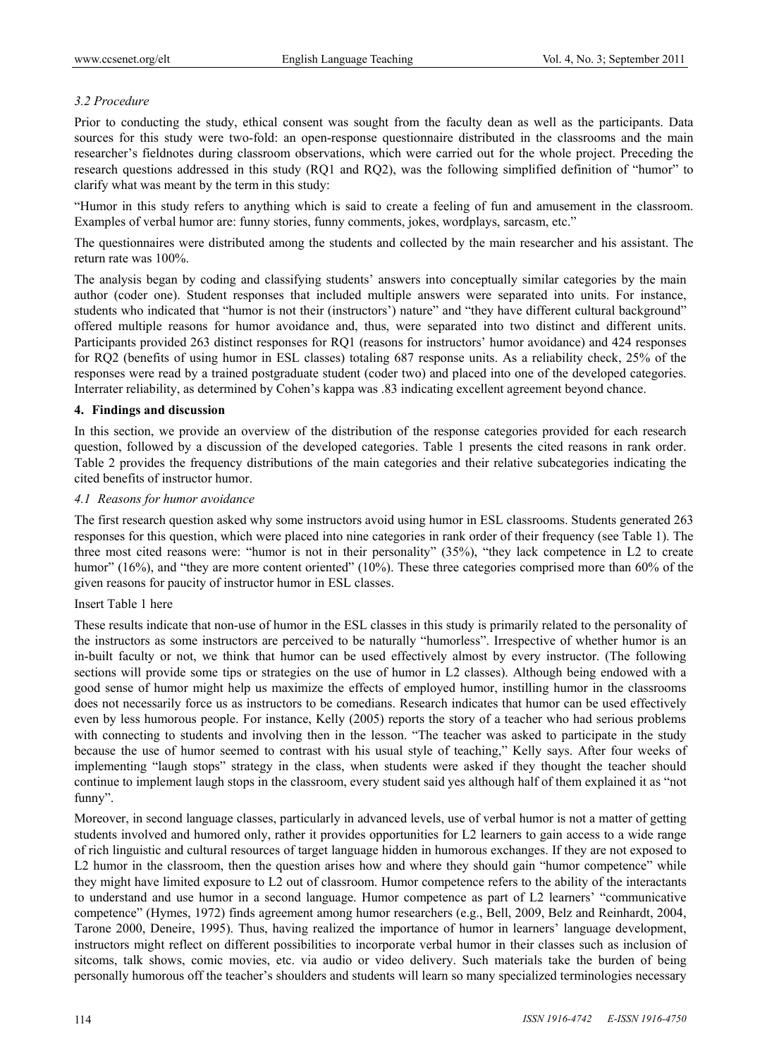### *3.2 Procedure*

Prior to conducting the study, ethical consent was sought from the faculty dean as well as the participants. Data sources for this study were two-fold: an open-response questionnaire distributed in the classrooms and the main researcher's fieldnotes during classroom observations, which were carried out for the whole project. Preceding the research questions addressed in this study (RQ1 and RQ2), was the following simplified definition of "humor" to clarify what was meant by the term in this study:

"Humor in this study refers to anything which is said to create a feeling of fun and amusement in the classroom. Examples of verbal humor are: funny stories, funny comments, jokes, wordplays, sarcasm, etc."

The questionnaires were distributed among the students and collected by the main researcher and his assistant. The return rate was 100%.

The analysis began by coding and classifying students' answers into conceptually similar categories by the main author (coder one). Student responses that included multiple answers were separated into units. For instance, students who indicated that "humor is not their (instructors') nature" and "they have different cultural background" offered multiple reasons for humor avoidance and, thus, were separated into two distinct and different units. Participants provided 263 distinct responses for RQ1 (reasons for instructors' humor avoidance) and 424 responses for RQ2 (benefits of using humor in ESL classes) totaling 687 response units. As a reliability check, 25% of the responses were read by a trained postgraduate student (coder two) and placed into one of the developed categories. Interrater reliability, as determined by Cohen's kappa was .83 indicating excellent agreement beyond chance.

## 4. Findings and discussion

In this section, we provide an overview of the distribution of the response categories provided for each research question, followed by a discussion of the developed categories. Table 1 presents the cited reasons in rank order. Table 2 provides the frequency distributions of the main categories and their relative subcategories indicating the cited benefits of instructor humor.

### *4.1 Reasons for humor avoidance*

The first research question asked why some instructors avoid using humor in ESL classrooms. Students generated 263 responses for this question, which were placed into nine categories in rank order of their frequency (see Table 1). The three most cited reasons were: "humor is not in their personality" (35%), "they lack competence in L2 to create humor" (16%), and "they are more content oriented" (10%). These three categories comprised more than 60% of the given reasons for paucity of instructor humor in ESL classes.

Insert Table 1 here

These results indicate that non-use of humor in the ESL classes in this study is primarily related to the personality of the instructors as some instructors are perceived to be naturally "humorless". Irrespective of whether humor is an in-built faculty or not, we think that humor can be used effectively almost by every instructor. (The following sections will provide some tips or strategies on the use of humor in L2 classes). Although being endowed with a good sense of humor might help us maximize the effects of employed humor, instilling humor in the classrooms does not necessarily force us as instructors to be comedians. Research indicates that humor can be used effectively even by less humorous people. For instance, Kelly (2005) reports the story of a teacher who had serious problems with connecting to students and involving then in the lesson. "The teacher was asked to participate in the study because the use of humor seemed to contrast with his usual style of teaching," Kelly says. After four weeks of implementing "laugh stops" strategy in the class, when students were asked if they thought the teacher should continue to implement laugh stops in the classroom, every student said yes although half of them explained it as "not funny".

Moreover, in second language classes, particularly in advanced levels, use of verbal humor is not a matter of getting students involved and humored only, rather it provides opportunities for L2 learners to gain access to a wide range of rich linguistic and cultural resources of target language hidden in humorous exchanges. If they are not exposed to L2 humor in the classroom, then the question arises how and where they should gain "humor competence" while they might have limited exposure to L2 out of classroom. Humor competence refers to the ability of the interactants to understand and use humor in a second language. Humor competence as part of L2 learners' "communicative competence" (Hymes, 1972) finds agreement among humor researchers (e.g., Bell, 2009, Belz and Reinhardt, 2004, Tarone 2000, Deneire, 1995). Thus, having realized the importance of humor in learners' language development, instructors might reflect on different possibilities to incorporate verbal humor in their classes such as inclusion of sitcoms, talk shows, comic movies, etc. via audio or video delivery. Such materials take the burden of being personally humorous off the teacher's shoulders and students will learn so many specialized terminologies necessary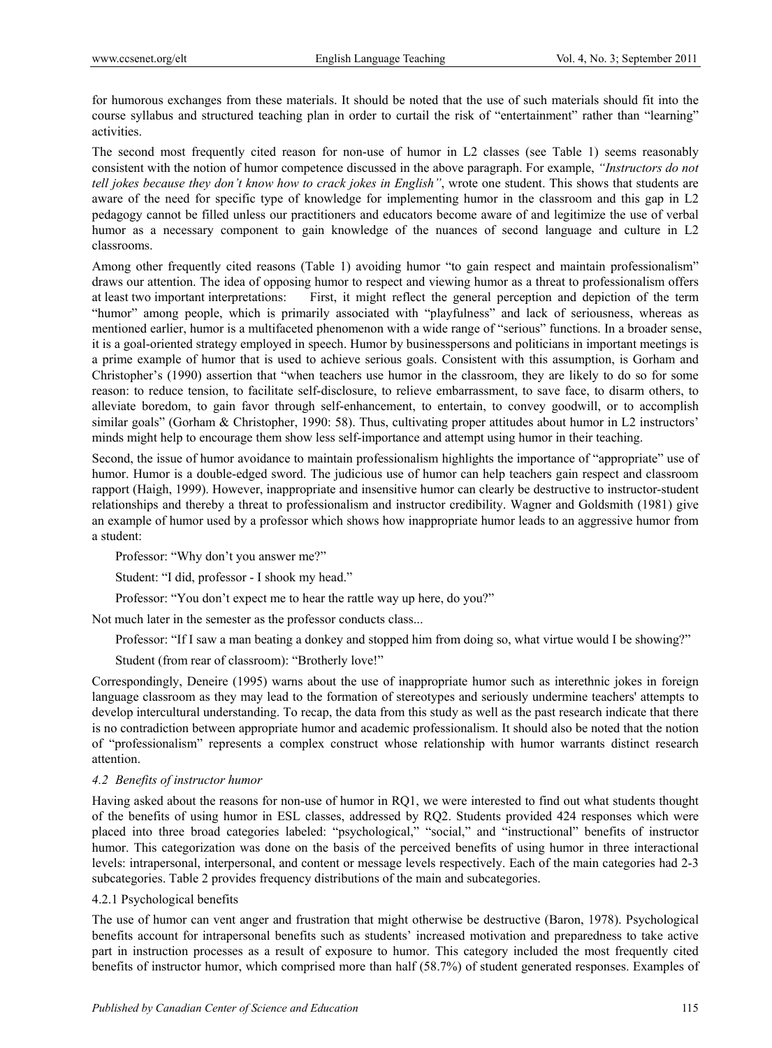for humorous exchanges from these materials. It should be noted that the use of such materials should fit into the course syllabus and structured teaching plan in order to curtail the risk of "entertainment" rather than "learning" activities.

The second most frequently cited reason for non-use of humor in L2 classes (see Table 1) seems reasonably consistent with the notion of humor competence discussed in the above paragraph. For example, *"Instructors do not tell jokes because they don't know how to crack jokes in English"*, wrote one student. This shows that students are aware of the need for specific type of knowledge for implementing humor in the classroom and this gap in L2 pedagogy cannot be filled unless our practitioners and educators become aware of and legitimize the use of verbal humor as a necessary component to gain knowledge of the nuances of second language and culture in L2 classrooms.

Among other frequently cited reasons (Table 1) avoiding humor "to gain respect and maintain professionalism" draws our attention. The idea of opposing humor to respect and viewing humor as a threat to professionalism offers at least two important interpretations: First, it might reflect the general perception and depiction of the term "humor" among people, which is primarily associated with "playfulness" and lack of seriousness, whereas as mentioned earlier, humor is a multifaceted phenomenon with a wide range of "serious" functions. In a broader sense, it is a goal-oriented strategy employed in speech. Humor by businesspersons and politicians in important meetings is a prime example of humor that is used to achieve serious goals. Consistent with this assumption, is Gorham and Christopher's (1990) assertion that "when teachers use humor in the classroom, they are likely to do so for some reason: to reduce tension, to facilitate self-disclosure, to relieve embarrassment, to save face, to disarm others, to alleviate boredom, to gain favor through self-enhancement, to entertain, to convey goodwill, or to accomplish similar goals" (Gorham & Christopher, 1990: 58). Thus, cultivating proper attitudes about humor in L2 instructors' minds might help to encourage them show less self-importance and attempt using humor in their teaching.

Second, the issue of humor avoidance to maintain professionalism highlights the importance of "appropriate" use of humor. Humor is a double-edged sword. The judicious use of humor can help teachers gain respect and classroom rapport (Haigh, 1999). However, inappropriate and insensitive humor can clearly be destructive to instructor-student relationships and thereby a threat to professionalism and instructor credibility. Wagner and Goldsmith (1981) give an example of humor used by a professor which shows how inappropriate humor leads to an aggressive humor from a student:

> Professor: "Why don't you answer me?"
>
> Student: "I did, professor - I shook my head."
>
> Professor: "You don't expect me to hear the rattle way up here, do you?"

Not much later in the semester as the professor conducts class...

> Professor: "If I saw a man beating a donkey and stopped him from doing so, what virtue would I be showing?"
>
> Student (from rear of classroom): "Brotherly love!"

Correspondingly, Deneire (1995) warns about the use of inappropriate humor such as interethnic jokes in foreign language classroom as they may lead to the formation of stereotypes and seriously undermine teachers' attempts to develop intercultural understanding. To recap, the data from this study as well as the past research indicate that there is no contradiction between appropriate humor and academic professionalism. It should also be noted that the notion of "professionalism" represents a complex construct whose relationship with humor warrants distinct research attention.

### *4.2 Benefits of instructor humor*

Having asked about the reasons for non-use of humor in RQ1, we were interested to find out what students thought of the benefits of using humor in ESL classes, addressed by RQ2. Students provided 424 responses which were placed into three broad categories labeled: "psychological," "social," and "instructional" benefits of instructor humor. This categorization was done on the basis of the perceived benefits of using humor in three interactional levels: intrapersonal, interpersonal, and content or message levels respectively. Each of the main categories had 2-3 subcategories. Table 2 provides frequency distributions of the main and subcategories.

#### 4.2.1 Psychological benefits

The use of humor can vent anger and frustration that might otherwise be destructive (Baron, 1978). Psychological benefits account for intrapersonal benefits such as students' increased motivation and preparedness to take active part in instruction processes as a result of exposure to humor. This category included the most frequently cited benefits of instructor humor, which comprised more than half (58.7%) of student generated responses. Examples of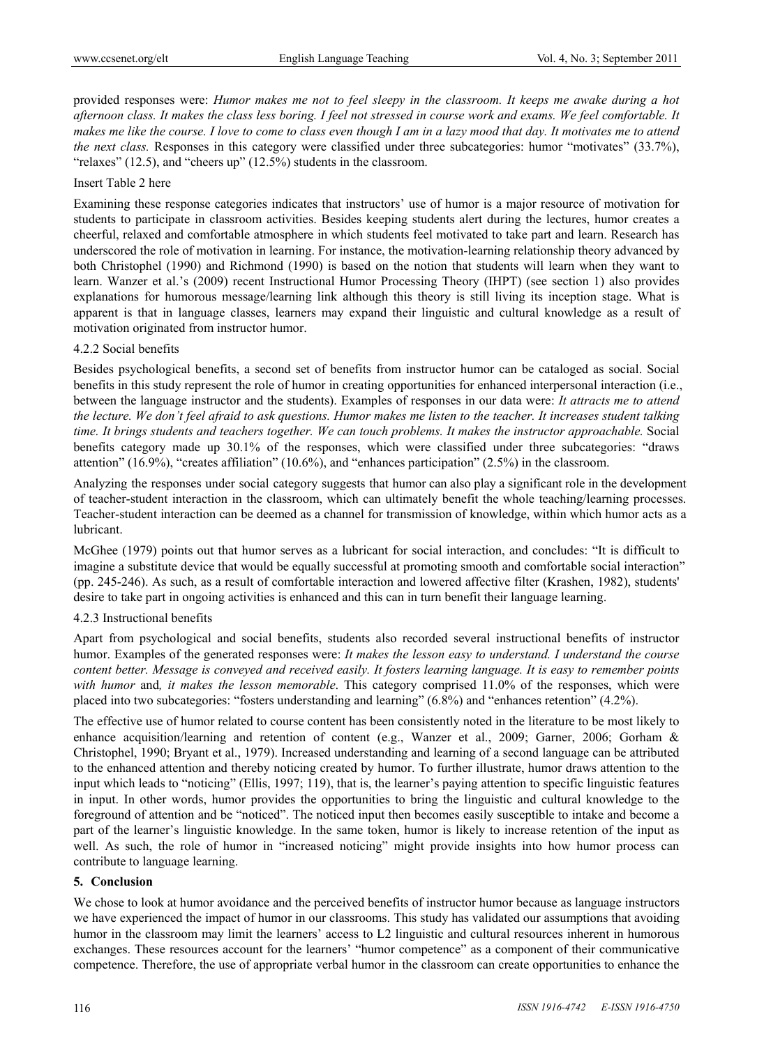provided responses were: *Humor makes me not to feel sleepy in the classroom. It keeps me awake during a hot afternoon class. It makes the class less boring. I feel not stressed in course work and exams. We feel comfortable. It makes me like the course. I love to come to class even though I am in a lazy mood that day. It motivates me to attend the next class.* Responses in this category were classified under three subcategories: humor "motivates" (33.7%), "relaxes" (12.5), and "cheers up" (12.5%) students in the classroom.

Insert Table 2 here

Examining these response categories indicates that instructors' use of humor is a major resource of motivation for students to participate in classroom activities. Besides keeping students alert during the lectures, humor creates a cheerful, relaxed and comfortable atmosphere in which students feel motivated to take part and learn. Research has underscored the role of motivation in learning. For instance, the motivation-learning relationship theory advanced by both Christophel (1990) and Richmond (1990) is based on the notion that students will learn when they want to learn. Wanzer et al.'s (2009) recent Instructional Humor Processing Theory (IHPT) (see section 1) also provides explanations for humorous message/learning link although this theory is still living its inception stage. What is apparent is that in language classes, learners may expand their linguistic and cultural knowledge as a result of motivation originated from instructor humor.

#### 4.2.2 Social benefits

Besides psychological benefits, a second set of benefits from instructor humor can be cataloged as social. Social benefits in this study represent the role of humor in creating opportunities for enhanced interpersonal interaction (i.e., between the language instructor and the students). Examples of responses in our data were: *It attracts me to attend the lecture. We don't feel afraid to ask questions. Humor makes me listen to the teacher. It increases student talking time. It brings students and teachers together. We can touch problems. It makes the instructor approachable.* Social benefits category made up 30.1% of the responses, which were classified under three subcategories: "draws attention" (16.9%), "creates affiliation" (10.6%), and "enhances participation" (2.5%) in the classroom.

Analyzing the responses under social category suggests that humor can also play a significant role in the development of teacher-student interaction in the classroom, which can ultimately benefit the whole teaching/learning processes. Teacher-student interaction can be deemed as a channel for transmission of knowledge, within which humor acts as a lubricant.

McGhee (1979) points out that humor serves as a lubricant for social interaction, and concludes: "It is difficult to imagine a substitute device that would be equally successful at promoting smooth and comfortable social interaction" (pp. 245-246). As such, as a result of comfortable interaction and lowered affective filter (Krashen, 1982), students' desire to take part in ongoing activities is enhanced and this can in turn benefit their language learning.

#### 4.2.3 Instructional benefits

Apart from psychological and social benefits, students also recorded several instructional benefits of instructor humor. Examples of the generated responses were: *It makes the lesson easy to understand. I understand the course content better. Message is conveyed and received easily. It fosters learning language. It is easy to remember points with humor* and*, it makes the lesson memorable*. This category comprised 11.0% of the responses, which were placed into two subcategories: "fosters understanding and learning" (6.8%) and "enhances retention" (4.2%).

The effective use of humor related to course content has been consistently noted in the literature to be most likely to enhance acquisition/learning and retention of content (e.g., Wanzer et al., 2009; Garner, 2006; Gorham & Christophel, 1990; Bryant et al., 1979). Increased understanding and learning of a second language can be attributed to the enhanced attention and thereby noticing created by humor. To further illustrate, humor draws attention to the input which leads to "noticing" (Ellis, 1997; 119), that is, the learner's paying attention to specific linguistic features in input. In other words, humor provides the opportunities to bring the linguistic and cultural knowledge to the foreground of attention and be "noticed". The noticed input then becomes easily susceptible to intake and become a part of the learner's linguistic knowledge. In the same token, humor is likely to increase retention of the input as well. As such, the role of humor in "increased noticing" might provide insights into how humor process can contribute to language learning.

## 5. Conclusion

We chose to look at humor avoidance and the perceived benefits of instructor humor because as language instructors we have experienced the impact of humor in our classrooms. This study has validated our assumptions that avoiding humor in the classroom may limit the learners' access to L2 linguistic and cultural resources inherent in humorous exchanges. These resources account for the learners' "humor competence" as a component of their communicative competence. Therefore, the use of appropriate verbal humor in the classroom can create opportunities to enhance the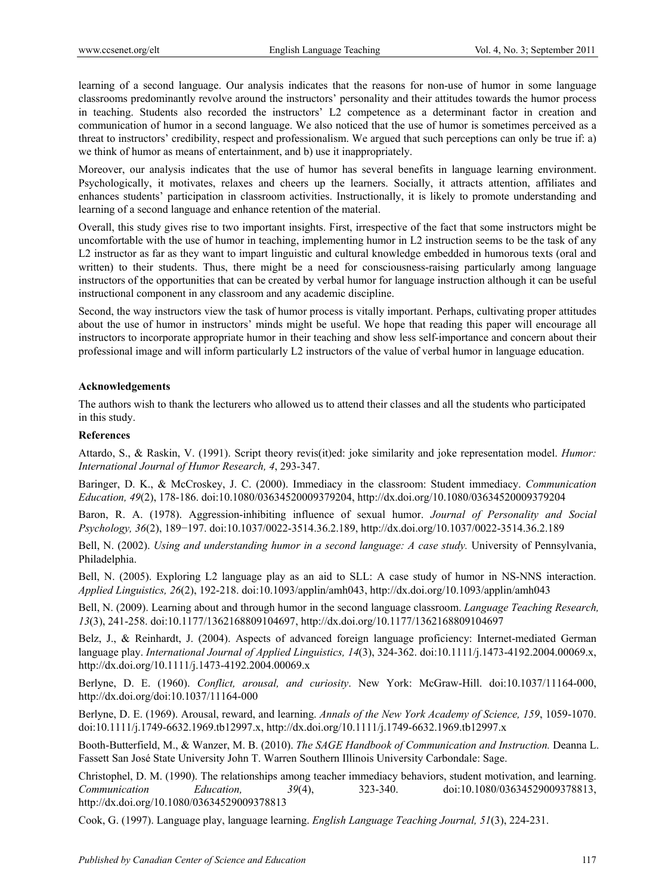learning of a second language. Our analysis indicates that the reasons for non-use of humor in some language classrooms predominantly revolve around the instructors' personality and their attitudes towards the humor process in teaching. Students also recorded the instructors' L2 competence as a determinant factor in creation and communication of humor in a second language. We also noticed that the use of humor is sometimes perceived as a threat to instructors' credibility, respect and professionalism. We argued that such perceptions can only be true if: a) we think of humor as means of entertainment, and b) use it inappropriately.

Moreover, our analysis indicates that the use of humor has several benefits in language learning environment. Psychologically, it motivates, relaxes and cheers up the learners. Socially, it attracts attention, affiliates and enhances students' participation in classroom activities. Instructionally, it is likely to promote understanding and learning of a second language and enhance retention of the material.

Overall, this study gives rise to two important insights. First, irrespective of the fact that some instructors might be uncomfortable with the use of humor in teaching, implementing humor in L2 instruction seems to be the task of any L2 instructor as far as they want to impart linguistic and cultural knowledge embedded in humorous texts (oral and written) to their students. Thus, there might be a need for consciousness-raising particularly among language instructors of the opportunities that can be created by verbal humor for language instruction although it can be useful instructional component in any classroom and any academic discipline.

Second, the way instructors view the task of humor process is vitally important. Perhaps, cultivating proper attitudes about the use of humor in instructors' minds might be useful. We hope that reading this paper will encourage all instructors to incorporate appropriate humor in their teaching and show less self-importance and concern about their professional image and will inform particularly L2 instructors of the value of verbal humor in language education.

## Acknowledgements

The authors wish to thank the lecturers who allowed us to attend their classes and all the students who participated in this study.

## References

Attardo, S., & Raskin, V. (1991). Script theory revis(it)ed: joke similarity and joke representation model. *Humor: International Journal of Humor Research, 4*, 293-347.

Baringer, D. K., & McCroskey, J. C. (2000). Immediacy in the classroom: Student immediacy. *Communication Education, 49*(2), 178-186. doi:10.1080/03634520009379204, http://dx.doi.org/10.1080/03634520009379204

Baron, R. A. (1978). Aggression-inhibiting influence of sexual humor. *Journal of Personality and Social Psychology, 36*(2), 189−197. doi:10.1037/0022-3514.36.2.189, http://dx.doi.org/10.1037/0022-3514.36.2.189

Bell, N. (2002). *Using and understanding humor in a second language: A case study.* University of Pennsylvania, Philadelphia.

Bell, N. (2005). Exploring L2 language play as an aid to SLL: A case study of humor in NS-NNS interaction. *Applied Linguistics, 26*(2), 192-218. doi:10.1093/applin/amh043, http://dx.doi.org/10.1093/applin/amh043

Bell, N. (2009). Learning about and through humor in the second language classroom. *Language Teaching Research, 13*(3), 241-258. doi:10.1177/1362168809104697, http://dx.doi.org/10.1177/1362168809104697

Belz, J., & Reinhardt, J. (2004). Aspects of advanced foreign language proficiency: Internet-mediated German language play. *International Journal of Applied Linguistics, 14*(3), 324-362. doi:10.1111/j.1473-4192.2004.00069.x, http://dx.doi.org/10.1111/j.1473-4192.2004.00069.x

Berlyne, D. E. (1960). *Conflict, arousal, and curiosity*. New York: McGraw-Hill. doi:10.1037/11164-000, http://dx.doi.org/doi:10.1037/11164-000

Berlyne, D. E. (1969). Arousal, reward, and learning. *Annals of the New York Academy of Science, 159*, 1059-1070. doi:10.1111/j.1749-6632.1969.tb12997.x, http://dx.doi.org/10.1111/j.1749-6632.1969.tb12997.x

Booth-Butterfield, M., & Wanzer, M. B. (2010). *The SAGE Handbook of Communication and Instruction.* Deanna L. Fassett San José State University John T. Warren Southern Illinois University Carbondale: Sage.

Christophel, D. M. (1990). The relationships among teacher immediacy behaviors, student motivation, and learning. *Communication Education, 39*(4), 323-340. doi:10.1080/03634529009378813, http://dx.doi.org/10.1080/03634529009378813

Cook, G. (1997). Language play, language learning. *English Language Teaching Journal, 51*(3), 224-231.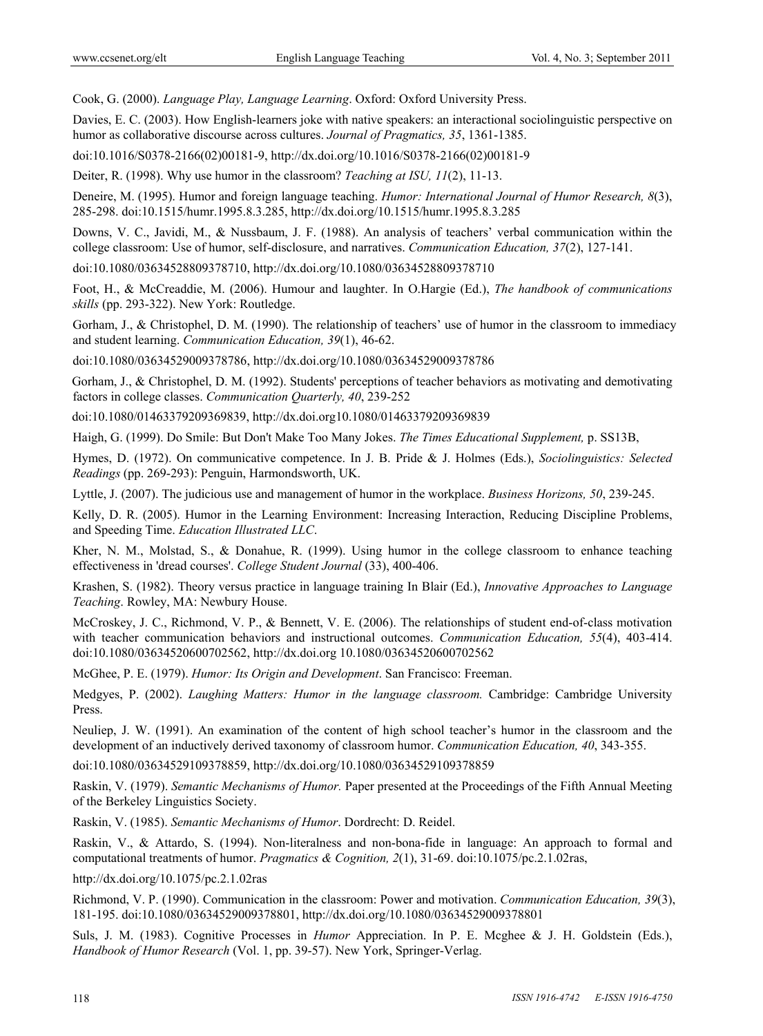Cook, G. (2000). *Language Play, Language Learning*. Oxford: Oxford University Press.

Davies, E. C. (2003). How English-learners joke with native speakers: an interactional sociolinguistic perspective on humor as collaborative discourse across cultures. *Journal of Pragmatics, 35*, 1361-1385.

doi:10.1016/S0378-2166(02)00181-9, http://dx.doi.org/10.1016/S0378-2166(02)00181-9

Deiter, R. (1998). Why use humor in the classroom? *Teaching at ISU, 11*(2), 11-13.

Deneire, M. (1995). Humor and foreign language teaching. *Humor: International Journal of Humor Research, 8*(3), 285-298. doi:10.1515/humr.1995.8.3.285, http://dx.doi.org/10.1515/humr.1995.8.3.285

Downs, V. C., Javidi, M., & Nussbaum, J. F. (1988). An analysis of teachers' verbal communication within the college classroom: Use of humor, self-disclosure, and narratives. *Communication Education, 37*(2), 127-141.

doi:10.1080/03634528809378710, http://dx.doi.org/10.1080/03634528809378710

Foot, H., & McCreaddie, M. (2006). Humour and laughter. In O.Hargie (Ed.), *The handbook of communications skills* (pp. 293-322). New York: Routledge.

Gorham, J., & Christophel, D. M. (1990). The relationship of teachers' use of humor in the classroom to immediacy and student learning. *Communication Education, 39*(1), 46-62.

doi:10.1080/03634529009378786, http://dx.doi.org/10.1080/03634529009378786

Gorham, J., & Christophel, D. M. (1992). Students' perceptions of teacher behaviors as motivating and demotivating factors in college classes. *Communication Quarterly, 40*, 239-252

doi:10.1080/01463379209369839, http://dx.doi.org10.1080/01463379209369839

Haigh, G. (1999). Do Smile: But Don't Make Too Many Jokes. *The Times Educational Supplement,* p. SS13B,

Hymes, D. (1972). On communicative competence. In J. B. Pride & J. Holmes (Eds.), *Sociolinguistics: Selected Readings* (pp. 269-293): Penguin, Harmondsworth, UK.

Lyttle, J. (2007). The judicious use and management of humor in the workplace. *Business Horizons, 50*, 239-245.

Kelly, D. R. (2005). Humor in the Learning Environment: Increasing Interaction, Reducing Discipline Problems, and Speeding Time. *Education Illustrated LLC*.

Kher, N. M., Molstad, S., & Donahue, R. (1999). Using humor in the college classroom to enhance teaching effectiveness in 'dread courses'. *College Student Journal* (33), 400-406.

Krashen, S. (1982). Theory versus practice in language training In Blair (Ed.), *Innovative Approaches to Language Teaching*. Rowley, MA: Newbury House.

McCroskey, J. C., Richmond, V. P., & Bennett, V. E. (2006). The relationships of student end-of-class motivation with teacher communication behaviors and instructional outcomes. *Communication Education, 55*(4), 403-414. doi:10.1080/03634520600702562, http://dx.doi.org 10.1080/03634520600702562

McGhee, P. E. (1979). *Humor: Its Origin and Development*. San Francisco: Freeman.

Medgyes, P. (2002). *Laughing Matters: Humor in the language classroom.* Cambridge: Cambridge University Press.

Neuliep, J. W. (1991). An examination of the content of high school teacher's humor in the classroom and the development of an inductively derived taxonomy of classroom humor. *Communication Education, 40*, 343-355.

doi:10.1080/03634529109378859, http://dx.doi.org/10.1080/03634529109378859

Raskin, V. (1979). *Semantic Mechanisms of Humor.* Paper presented at the Proceedings of the Fifth Annual Meeting of the Berkeley Linguistics Society.

Raskin, V. (1985). *Semantic Mechanisms of Humor*. Dordrecht: D. Reidel.

Raskin, V., & Attardo, S. (1994). Non-literalness and non-bona-fide in language: An approach to formal and computational treatments of humor. *Pragmatics & Cognition, 2*(1), 31-69. doi:10.1075/pc.2.1.02ras,

http://dx.doi.org/10.1075/pc.2.1.02ras

Richmond, V. P. (1990). Communication in the classroom: Power and motivation. *Communication Education, 39*(3), 181-195. doi:10.1080/03634529009378801, http://dx.doi.org/10.1080/03634529009378801

Suls, J. M. (1983). Cognitive Processes in *Humor* Appreciation. In P. E. Mcghee & J. H. Goldstein (Eds.), *Handbook of Humor Research* (Vol. 1, pp. 39-57). New York, Springer-Verlag.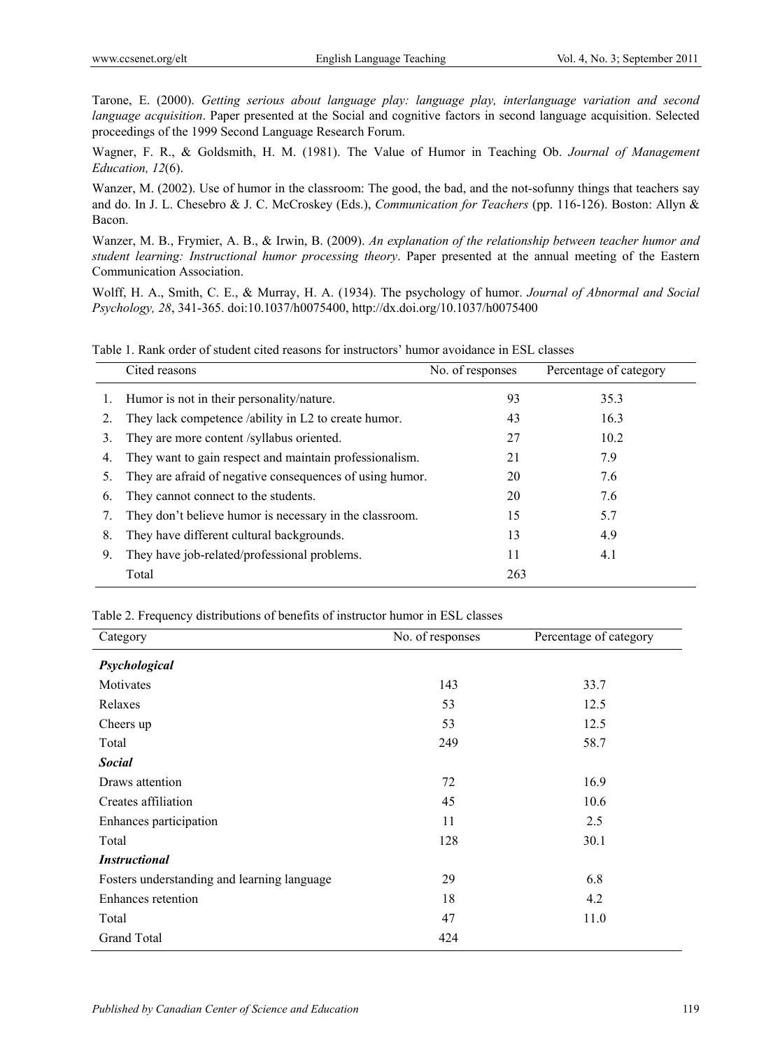Tarone, E. (2000). *Getting serious about language play: language play, interlanguage variation and second language acquisition*. Paper presented at the Social and cognitive factors in second language acquisition. Selected proceedings of the 1999 Second Language Research Forum.

Wagner, F. R., & Goldsmith, H. M. (1981). The Value of Humor in Teaching Ob. *Journal of Management Education, 12*(6).

Wanzer, M. (2002). Use of humor in the classroom: The good, the bad, and the not-sofunny things that teachers say and do. In J. L. Chesebro & J. C. McCroskey (Eds.), *Communication for Teachers* (pp. 116-126). Boston: Allyn & Bacon.

Wanzer, M. B., Frymier, A. B., & Irwin, B. (2009). *An explanation of the relationship between teacher humor and student learning: Instructional humor processing theory*. Paper presented at the annual meeting of the Eastern Communication Association.

Wolff, H. A., Smith, C. E., & Murray, H. A. (1934). The psychology of humor. *Journal of Abnormal and Social Psychology, 28*, 341-365. doi:10.1037/h0075400, http://dx.doi.org/10.1037/h0075400

Table 1. Rank order of student cited reasons for instructors' humor avoidance in ESL classes

| | Cited reasons | No. of responses | Percentage of category |
|---|---|---|---|
| 1. | Humor is not in their personality/nature. | 93 | 35.3 |
| 2. | They lack competence /ability in L2 to create humor. | 43 | 16.3 |
| 3. | They are more content /syllabus oriented. | 27 | 10.2 |
| 4. | They want to gain respect and maintain professionalism. | 21 | 7.9 |
| 5. | They are afraid of negative consequences of using humor. | 20 | 7.6 |
| 6. | They cannot connect to the students. | 20 | 7.6 |
| 7. | They don't believe humor is necessary in the classroom. | 15 | 5.7 |
| 8. | They have different cultural backgrounds. | 13 | 4.9 |
| 9. | They have job-related/professional problems. | 11 | 4.1 |
| | Total | 263 | |

Table 2. Frequency distributions of benefits of instructor humor in ESL classes

| Category | No. of responses | Percentage of category |
|---|---|---|
| ***Psychological*** | | |
| Motivates | 143 | 33.7 |
| Relaxes | 53 | 12.5 |
| Cheers up | 53 | 12.5 |
| Total | 249 | 58.7 |
| ***Social*** | | |
| Draws attention | 72 | 16.9 |
| Creates affiliation | 45 | 10.6 |
| Enhances participation | 11 | 2.5 |
| Total | 128 | 30.1 |
| ***Instructional*** | | |
| Fosters understanding and learning language | 29 | 6.8 |
| Enhances retention | 18 | 4.2 |
| Total | 47 | 11.0 |
| Grand Total | 424 | |